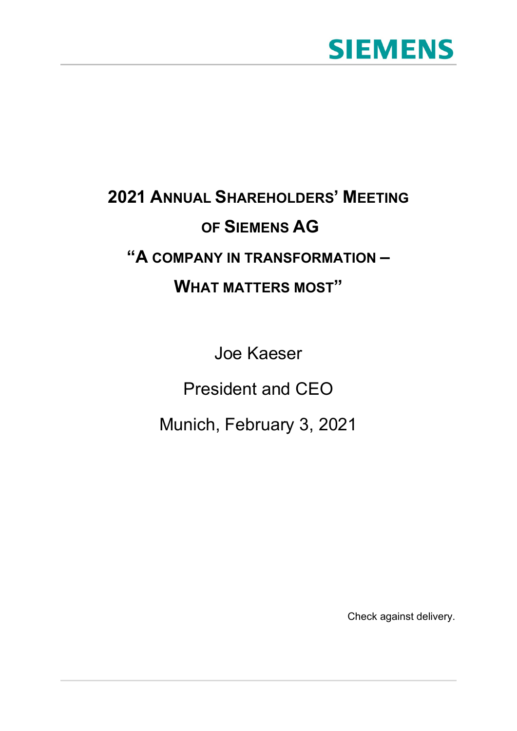SIEMENS

# 2021 Annual Shareholders' Meeting of Siemens AG

# "A company in transformation – What matters most"

Joe Kaeser

President and CEO

Munich, February 3, 2021

Check against delivery.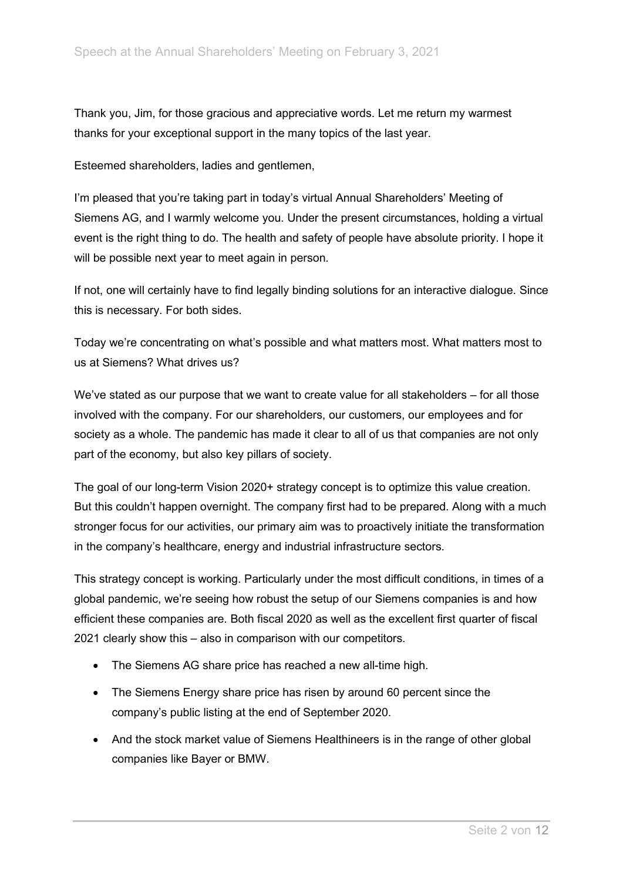Thank you, Jim, for those gracious and appreciative words. Let me return my warmest thanks for your exceptional support in the many topics of the last year.

Esteemed shareholders, ladies and gentlemen,

I'm pleased that you're taking part in today's virtual Annual Shareholders' Meeting of Siemens AG, and I warmly welcome you. Under the present circumstances, holding a virtual event is the right thing to do. The health and safety of people have absolute priority. I hope it will be possible next year to meet again in person.

If not, one will certainly have to find legally binding solutions for an interactive dialogue. Since this is necessary. For both sides.

Today we're concentrating on what's possible and what matters most. What matters most to us at Siemens? What drives us?

We've stated as our purpose that we want to create value for all stakeholders – for all those involved with the company. For our shareholders, our customers, our employees and for society as a whole. The pandemic has made it clear to all of us that companies are not only part of the economy, but also key pillars of society.

The goal of our long-term Vision 2020+ strategy concept is to optimize this value creation. But this couldn't happen overnight. The company first had to be prepared. Along with a much stronger focus for our activities, our primary aim was to proactively initiate the transformation in the company's healthcare, energy and industrial infrastructure sectors.

This strategy concept is working. Particularly under the most difficult conditions, in times of a global pandemic, we're seeing how robust the setup of our Siemens companies is and how efficient these companies are. Both fiscal 2020 as well as the excellent first quarter of fiscal 2021 clearly show this – also in comparison with our competitors.

- The Siemens AG share price has reached a new all-time high.
- The Siemens Energy share price has risen by around 60 percent since the company's public listing at the end of September 2020.
- And the stock market value of Siemens Healthineers is in the range of other global companies like Bayer or BMW.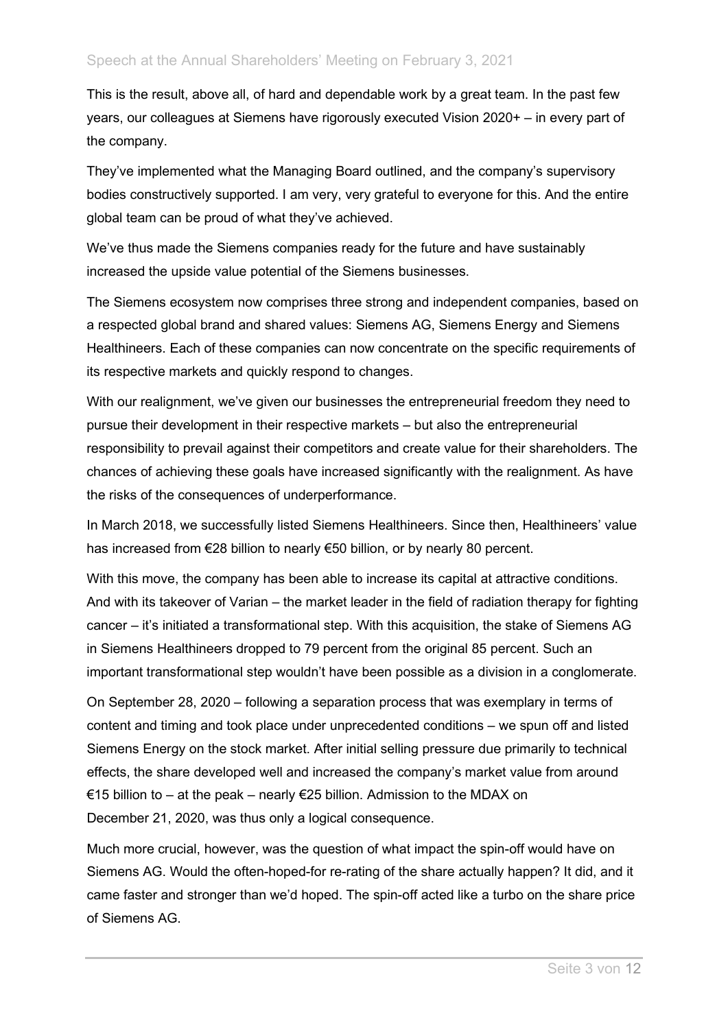This is the result, above all, of hard and dependable work by a great team. In the past few years, our colleagues at Siemens have rigorously executed Vision 2020+ – in every part of the company.

They've implemented what the Managing Board outlined, and the company's supervisory bodies constructively supported. I am very, very grateful to everyone for this. And the entire global team can be proud of what they've achieved.

We've thus made the Siemens companies ready for the future and have sustainably increased the upside value potential of the Siemens businesses.

The Siemens ecosystem now comprises three strong and independent companies, based on a respected global brand and shared values: Siemens AG, Siemens Energy and Siemens Healthineers. Each of these companies can now concentrate on the specific requirements of its respective markets and quickly respond to changes.

With our realignment, we've given our businesses the entrepreneurial freedom they need to pursue their development in their respective markets – but also the entrepreneurial responsibility to prevail against their competitors and create value for their shareholders. The chances of achieving these goals have increased significantly with the realignment. As have the risks of the consequences of underperformance.

In March 2018, we successfully listed Siemens Healthineers. Since then, Healthineers' value has increased from €28 billion to nearly €50 billion, or by nearly 80 percent.

With this move, the company has been able to increase its capital at attractive conditions. And with its takeover of Varian – the market leader in the field of radiation therapy for fighting cancer – it's initiated a transformational step. With this acquisition, the stake of Siemens AG in Siemens Healthineers dropped to 79 percent from the original 85 percent. Such an important transformational step wouldn't have been possible as a division in a conglomerate.

On September 28, 2020 – following a separation process that was exemplary in terms of content and timing and took place under unprecedented conditions – we spun off and listed Siemens Energy on the stock market. After initial selling pressure due primarily to technical effects, the share developed well and increased the company's market value from around €15 billion to – at the peak – nearly €25 billion. Admission to the MDAX on December 21, 2020, was thus only a logical consequence.

Much more crucial, however, was the question of what impact the spin-off would have on Siemens AG. Would the often-hoped-for re-rating of the share actually happen? It did, and it came faster and stronger than we'd hoped. The spin-off acted like a turbo on the share price of Siemens AG.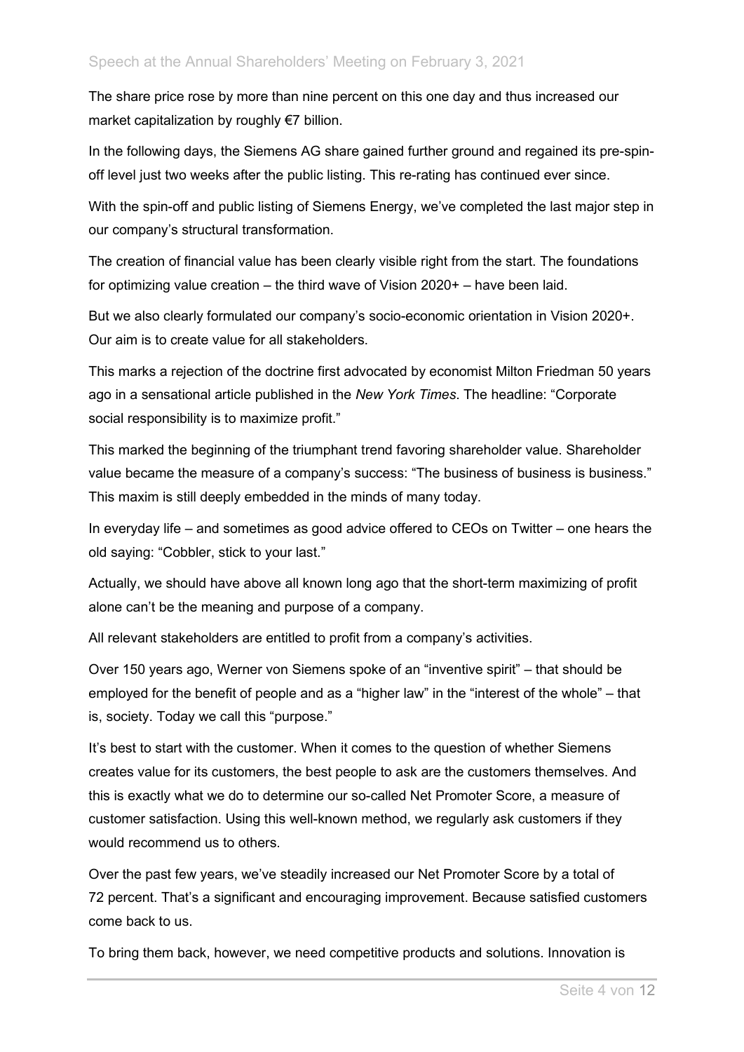The share price rose by more than nine percent on this one day and thus increased our market capitalization by roughly €7 billion.

In the following days, the Siemens AG share gained further ground and regained its pre-spin-off level just two weeks after the public listing. This re-rating has continued ever since.

With the spin-off and public listing of Siemens Energy, we've completed the last major step in our company's structural transformation.

The creation of financial value has been clearly visible right from the start. The foundations for optimizing value creation – the third wave of Vision 2020+ – have been laid.

But we also clearly formulated our company's socio-economic orientation in Vision 2020+. Our aim is to create value for all stakeholders.

This marks a rejection of the doctrine first advocated by economist Milton Friedman 50 years ago in a sensational article published in the *New York Times*. The headline: "Corporate social responsibility is to maximize profit."

This marked the beginning of the triumphant trend favoring shareholder value. Shareholder value became the measure of a company's success: "The business of business is business." This maxim is still deeply embedded in the minds of many today.

In everyday life – and sometimes as good advice offered to CEOs on Twitter – one hears the old saying: "Cobbler, stick to your last."

Actually, we should have above all known long ago that the short-term maximizing of profit alone can't be the meaning and purpose of a company.

All relevant stakeholders are entitled to profit from a company's activities.

Over 150 years ago, Werner von Siemens spoke of an "inventive spirit" – that should be employed for the benefit of people and as a "higher law" in the "interest of the whole" – that is, society. Today we call this "purpose."

It's best to start with the customer. When it comes to the question of whether Siemens creates value for its customers, the best people to ask are the customers themselves. And this is exactly what we do to determine our so-called Net Promoter Score, a measure of customer satisfaction. Using this well-known method, we regularly ask customers if they would recommend us to others.

Over the past few years, we've steadily increased our Net Promoter Score by a total of 72 percent. That's a significant and encouraging improvement. Because satisfied customers come back to us.

To bring them back, however, we need competitive products and solutions. Innovation is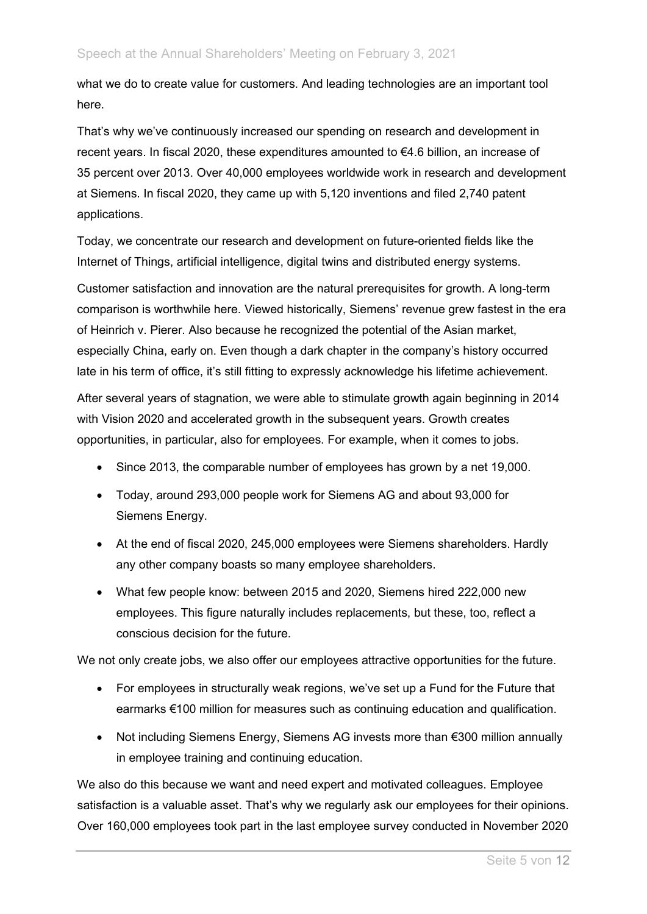what we do to create value for customers. And leading technologies are an important tool here.

That's why we've continuously increased our spending on research and development in recent years. In fiscal 2020, these expenditures amounted to €4.6 billion, an increase of 35 percent over 2013. Over 40,000 employees worldwide work in research and development at Siemens. In fiscal 2020, they came up with 5,120 inventions and filed 2,740 patent applications.

Today, we concentrate our research and development on future-oriented fields like the Internet of Things, artificial intelligence, digital twins and distributed energy systems.

Customer satisfaction and innovation are the natural prerequisites for growth. A long-term comparison is worthwhile here. Viewed historically, Siemens' revenue grew fastest in the era of Heinrich v. Pierer. Also because he recognized the potential of the Asian market, especially China, early on. Even though a dark chapter in the company's history occurred late in his term of office, it's still fitting to expressly acknowledge his lifetime achievement.

After several years of stagnation, we were able to stimulate growth again beginning in 2014 with Vision 2020 and accelerated growth in the subsequent years. Growth creates opportunities, in particular, also for employees. For example, when it comes to jobs.

- Since 2013, the comparable number of employees has grown by a net 19,000.
- Today, around 293,000 people work for Siemens AG and about 93,000 for Siemens Energy.
- At the end of fiscal 2020, 245,000 employees were Siemens shareholders. Hardly any other company boasts so many employee shareholders.
- What few people know: between 2015 and 2020, Siemens hired 222,000 new employees. This figure naturally includes replacements, but these, too, reflect a conscious decision for the future.

We not only create jobs, we also offer our employees attractive opportunities for the future.

- For employees in structurally weak regions, we've set up a Fund for the Future that earmarks €100 million for measures such as continuing education and qualification.
- Not including Siemens Energy, Siemens AG invests more than €300 million annually in employee training and continuing education.

We also do this because we want and need expert and motivated colleagues. Employee satisfaction is a valuable asset. That's why we regularly ask our employees for their opinions. Over 160,000 employees took part in the last employee survey conducted in November 2020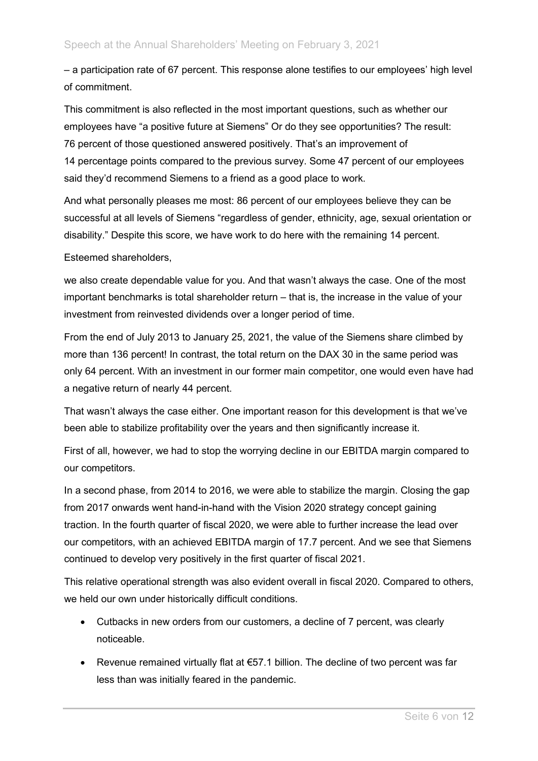– a participation rate of 67 percent. This response alone testifies to our employees' high level of commitment.

This commitment is also reflected in the most important questions, such as whether our employees have "a positive future at Siemens" Or do they see opportunities? The result: 76 percent of those questioned answered positively. That's an improvement of 14 percentage points compared to the previous survey. Some 47 percent of our employees said they'd recommend Siemens to a friend as a good place to work.

And what personally pleases me most: 86 percent of our employees believe they can be successful at all levels of Siemens "regardless of gender, ethnicity, age, sexual orientation or disability." Despite this score, we have work to do here with the remaining 14 percent.

Esteemed shareholders,

we also create dependable value for you. And that wasn't always the case. One of the most important benchmarks is total shareholder return – that is, the increase in the value of your investment from reinvested dividends over a longer period of time.

From the end of July 2013 to January 25, 2021, the value of the Siemens share climbed by more than 136 percent! In contrast, the total return on the DAX 30 in the same period was only 64 percent. With an investment in our former main competitor, one would even have had a negative return of nearly 44 percent.

That wasn't always the case either. One important reason for this development is that we've been able to stabilize profitability over the years and then significantly increase it.

First of all, however, we had to stop the worrying decline in our EBITDA margin compared to our competitors.

In a second phase, from 2014 to 2016, we were able to stabilize the margin. Closing the gap from 2017 onwards went hand-in-hand with the Vision 2020 strategy concept gaining traction. In the fourth quarter of fiscal 2020, we were able to further increase the lead over our competitors, with an achieved EBITDA margin of 17.7 percent. And we see that Siemens continued to develop very positively in the first quarter of fiscal 2021.

This relative operational strength was also evident overall in fiscal 2020. Compared to others, we held our own under historically difficult conditions.

- Cutbacks in new orders from our customers, a decline of 7 percent, was clearly noticeable.
- Revenue remained virtually flat at €57.1 billion. The decline of two percent was far less than was initially feared in the pandemic.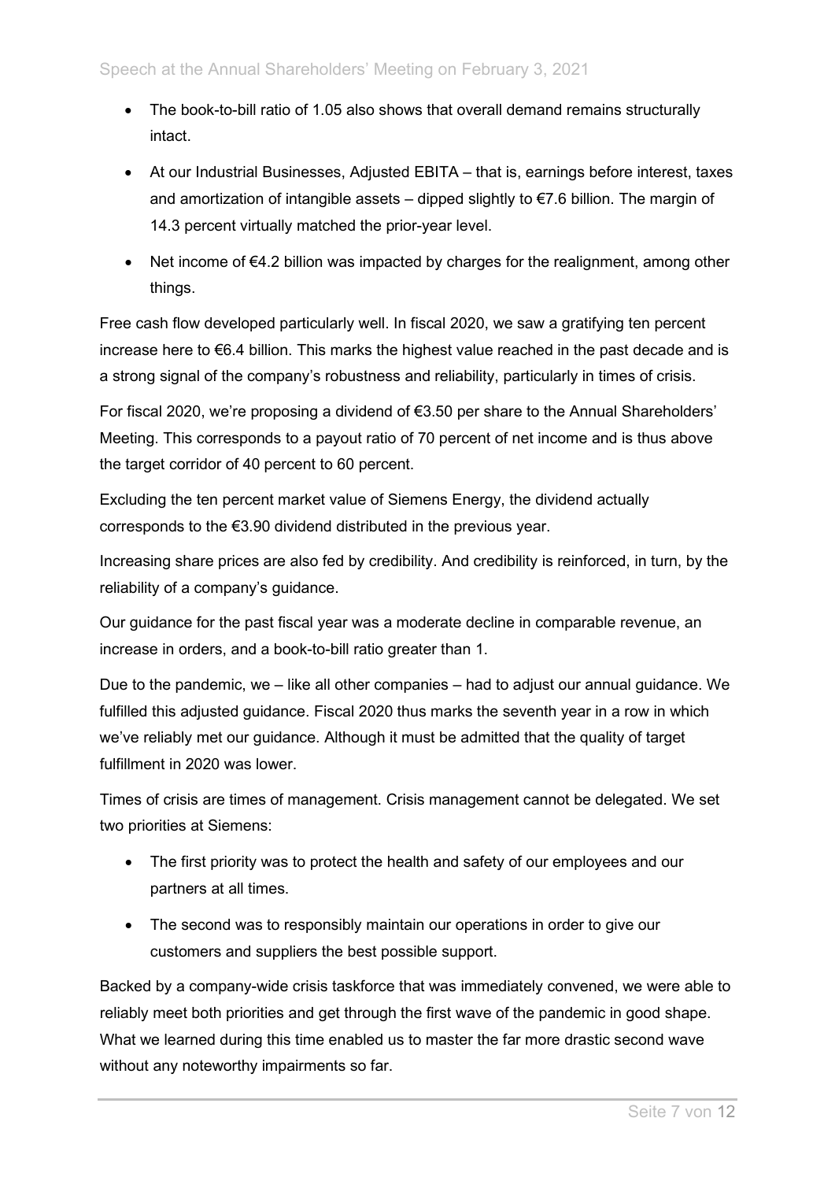- The book-to-bill ratio of 1.05 also shows that overall demand remains structurally intact.
- At our Industrial Businesses, Adjusted EBITA – that is, earnings before interest, taxes and amortization of intangible assets – dipped slightly to €7.6 billion. The margin of 14.3 percent virtually matched the prior-year level.
- Net income of €4.2 billion was impacted by charges for the realignment, among other things.

Free cash flow developed particularly well. In fiscal 2020, we saw a gratifying ten percent increase here to €6.4 billion. This marks the highest value reached in the past decade and is a strong signal of the company's robustness and reliability, particularly in times of crisis.

For fiscal 2020, we're proposing a dividend of €3.50 per share to the Annual Shareholders' Meeting. This corresponds to a payout ratio of 70 percent of net income and is thus above the target corridor of 40 percent to 60 percent.

Excluding the ten percent market value of Siemens Energy, the dividend actually corresponds to the €3.90 dividend distributed in the previous year.

Increasing share prices are also fed by credibility. And credibility is reinforced, in turn, by the reliability of a company's guidance.

Our guidance for the past fiscal year was a moderate decline in comparable revenue, an increase in orders, and a book-to-bill ratio greater than 1.

Due to the pandemic, we – like all other companies – had to adjust our annual guidance. We fulfilled this adjusted guidance. Fiscal 2020 thus marks the seventh year in a row in which we've reliably met our guidance. Although it must be admitted that the quality of target fulfillment in 2020 was lower.

Times of crisis are times of management. Crisis management cannot be delegated. We set two priorities at Siemens:

- The first priority was to protect the health and safety of our employees and our partners at all times.
- The second was to responsibly maintain our operations in order to give our customers and suppliers the best possible support.

Backed by a company-wide crisis taskforce that was immediately convened, we were able to reliably meet both priorities and get through the first wave of the pandemic in good shape. What we learned during this time enabled us to master the far more drastic second wave without any noteworthy impairments so far.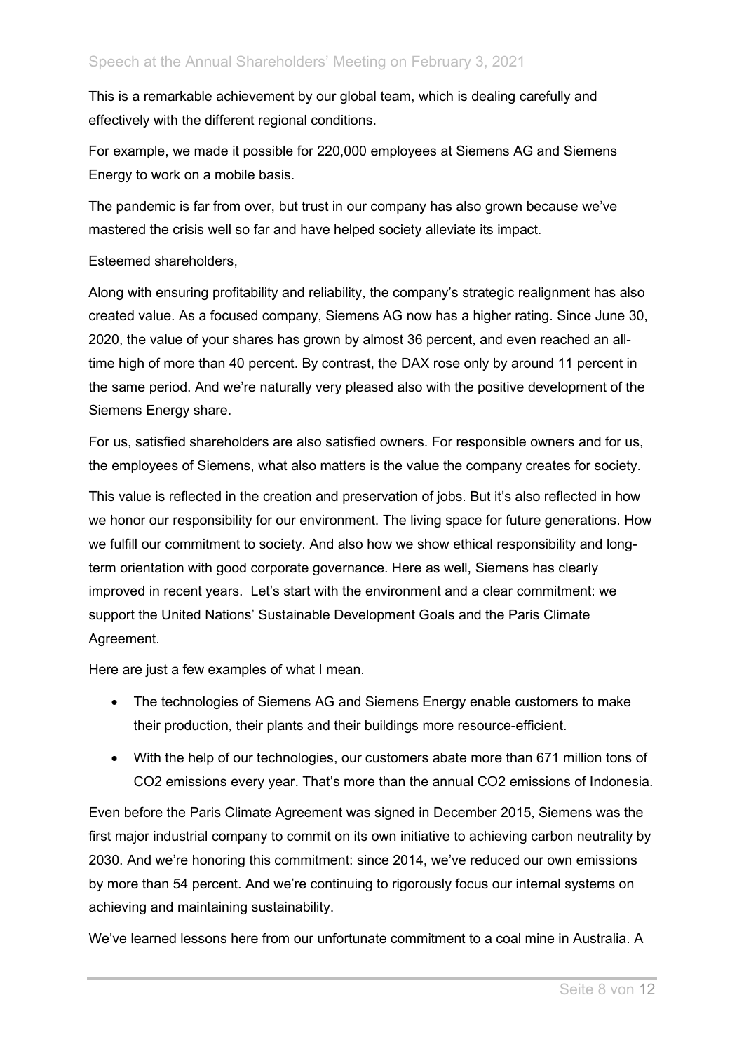This is a remarkable achievement by our global team, which is dealing carefully and effectively with the different regional conditions.

For example, we made it possible for 220,000 employees at Siemens AG and Siemens Energy to work on a mobile basis.

The pandemic is far from over, but trust in our company has also grown because we've mastered the crisis well so far and have helped society alleviate its impact.

Esteemed shareholders,

Along with ensuring profitability and reliability, the company's strategic realignment has also created value. As a focused company, Siemens AG now has a higher rating. Since June 30, 2020, the value of your shares has grown by almost 36 percent, and even reached an all-time high of more than 40 percent. By contrast, the DAX rose only by around 11 percent in the same period. And we're naturally very pleased also with the positive development of the Siemens Energy share.

For us, satisfied shareholders are also satisfied owners. For responsible owners and for us, the employees of Siemens, what also matters is the value the company creates for society.

This value is reflected in the creation and preservation of jobs. But it's also reflected in how we honor our responsibility for our environment. The living space for future generations. How we fulfill our commitment to society. And also how we show ethical responsibility and long-term orientation with good corporate governance. Here as well, Siemens has clearly improved in recent years. Let's start with the environment and a clear commitment: we support the United Nations' Sustainable Development Goals and the Paris Climate Agreement.

Here are just a few examples of what I mean.

- The technologies of Siemens AG and Siemens Energy enable customers to make their production, their plants and their buildings more resource-efficient.
- With the help of our technologies, our customers abate more than 671 million tons of $CO_2$ emissions every year. That's more than the annual $CO_2$ emissions of Indonesia.

Even before the Paris Climate Agreement was signed in December 2015, Siemens was the first major industrial company to commit on its own initiative to achieving carbon neutrality by 2030. And we're honoring this commitment: since 2014, we've reduced our own emissions by more than 54 percent. And we're continuing to rigorously focus our internal systems on achieving and maintaining sustainability.

We've learned lessons here from our unfortunate commitment to a coal mine in Australia. A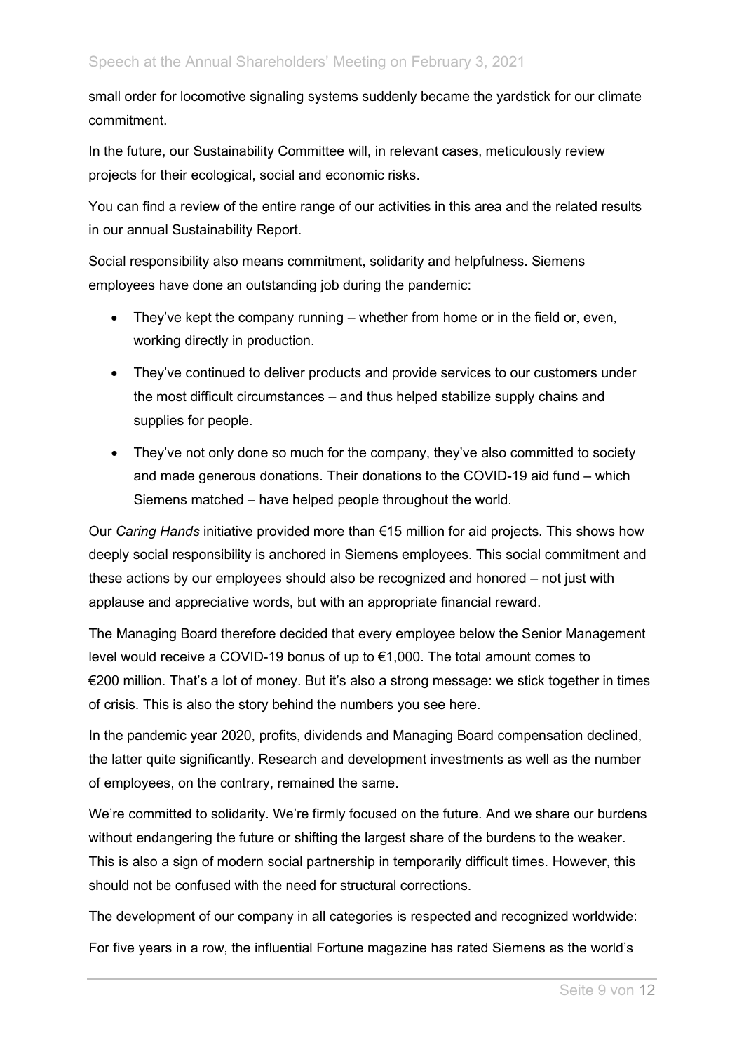small order for locomotive signaling systems suddenly became the yardstick for our climate commitment.

In the future, our Sustainability Committee will, in relevant cases, meticulously review projects for their ecological, social and economic risks.

You can find a review of the entire range of our activities in this area and the related results in our annual Sustainability Report.

Social responsibility also means commitment, solidarity and helpfulness. Siemens employees have done an outstanding job during the pandemic:

- They've kept the company running – whether from home or in the field or, even, working directly in production.
- They've continued to deliver products and provide services to our customers under the most difficult circumstances – and thus helped stabilize supply chains and supplies for people.
- They've not only done so much for the company, they've also committed to society and made generous donations. Their donations to the COVID-19 aid fund – which Siemens matched – have helped people throughout the world.

Our *Caring Hands* initiative provided more than €15 million for aid projects. This shows how deeply social responsibility is anchored in Siemens employees. This social commitment and these actions by our employees should also be recognized and honored – not just with applause and appreciative words, but with an appropriate financial reward.

The Managing Board therefore decided that every employee below the Senior Management level would receive a COVID-19 bonus of up to €1,000. The total amount comes to €200 million. That's a lot of money. But it's also a strong message: we stick together in times of crisis. This is also the story behind the numbers you see here.

In the pandemic year 2020, profits, dividends and Managing Board compensation declined, the latter quite significantly. Research and development investments as well as the number of employees, on the contrary, remained the same.

We're committed to solidarity. We're firmly focused on the future. And we share our burdens without endangering the future or shifting the largest share of the burdens to the weaker. This is also a sign of modern social partnership in temporarily difficult times. However, this should not be confused with the need for structural corrections.

The development of our company in all categories is respected and recognized worldwide:

For five years in a row, the influential Fortune magazine has rated Siemens as the world's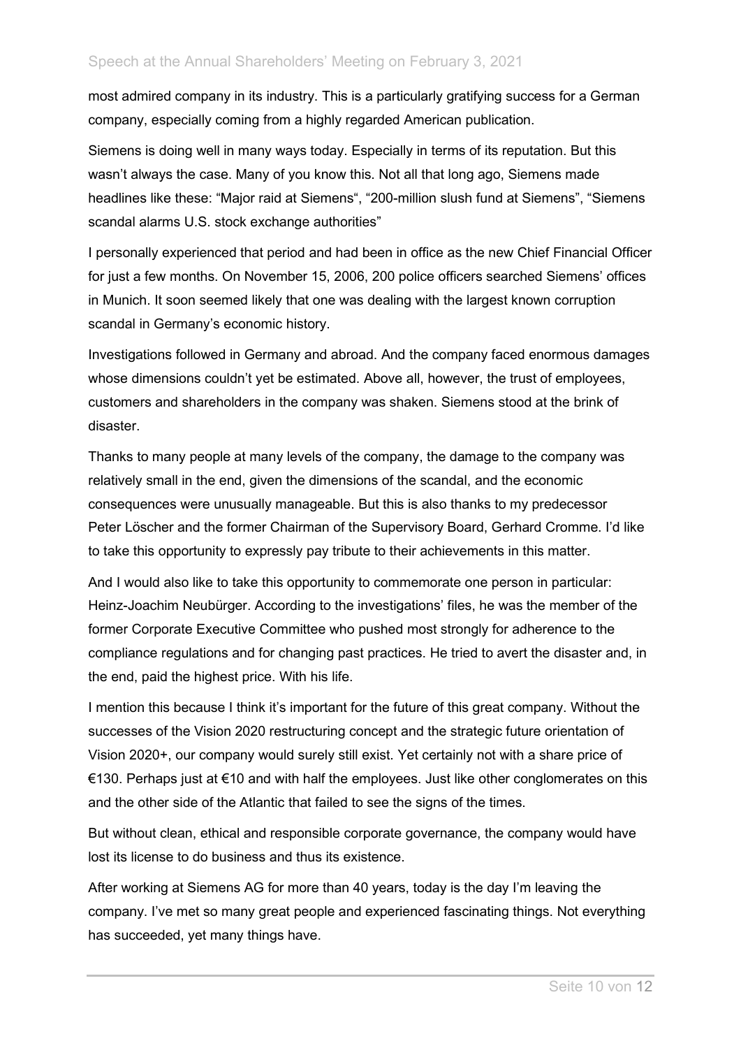most admired company in its industry. This is a particularly gratifying success for a German company, especially coming from a highly regarded American publication.

Siemens is doing well in many ways today. Especially in terms of its reputation. But this wasn't always the case. Many of you know this. Not all that long ago, Siemens made headlines like these: "Major raid at Siemens", "200-million slush fund at Siemens", "Siemens scandal alarms U.S. stock exchange authorities"

I personally experienced that period and had been in office as the new Chief Financial Officer for just a few months. On November 15, 2006, 200 police officers searched Siemens' offices in Munich. It soon seemed likely that one was dealing with the largest known corruption scandal in Germany's economic history.

Investigations followed in Germany and abroad. And the company faced enormous damages whose dimensions couldn't yet be estimated. Above all, however, the trust of employees, customers and shareholders in the company was shaken. Siemens stood at the brink of disaster.

Thanks to many people at many levels of the company, the damage to the company was relatively small in the end, given the dimensions of the scandal, and the economic consequences were unusually manageable. But this is also thanks to my predecessor Peter Löscher and the former Chairman of the Supervisory Board, Gerhard Cromme. I'd like to take this opportunity to expressly pay tribute to their achievements in this matter.

And I would also like to take this opportunity to commemorate one person in particular: Heinz-Joachim Neubürger. According to the investigations' files, he was the member of the former Corporate Executive Committee who pushed most strongly for adherence to the compliance regulations and for changing past practices. He tried to avert the disaster and, in the end, paid the highest price. With his life.

I mention this because I think it's important for the future of this great company. Without the successes of the Vision 2020 restructuring concept and the strategic future orientation of Vision 2020+, our company would surely still exist. Yet certainly not with a share price of €130. Perhaps just at €10 and with half the employees. Just like other conglomerates on this and the other side of the Atlantic that failed to see the signs of the times.

But without clean, ethical and responsible corporate governance, the company would have lost its license to do business and thus its existence.

After working at Siemens AG for more than 40 years, today is the day I'm leaving the company. I've met so many great people and experienced fascinating things. Not everything has succeeded, yet many things have.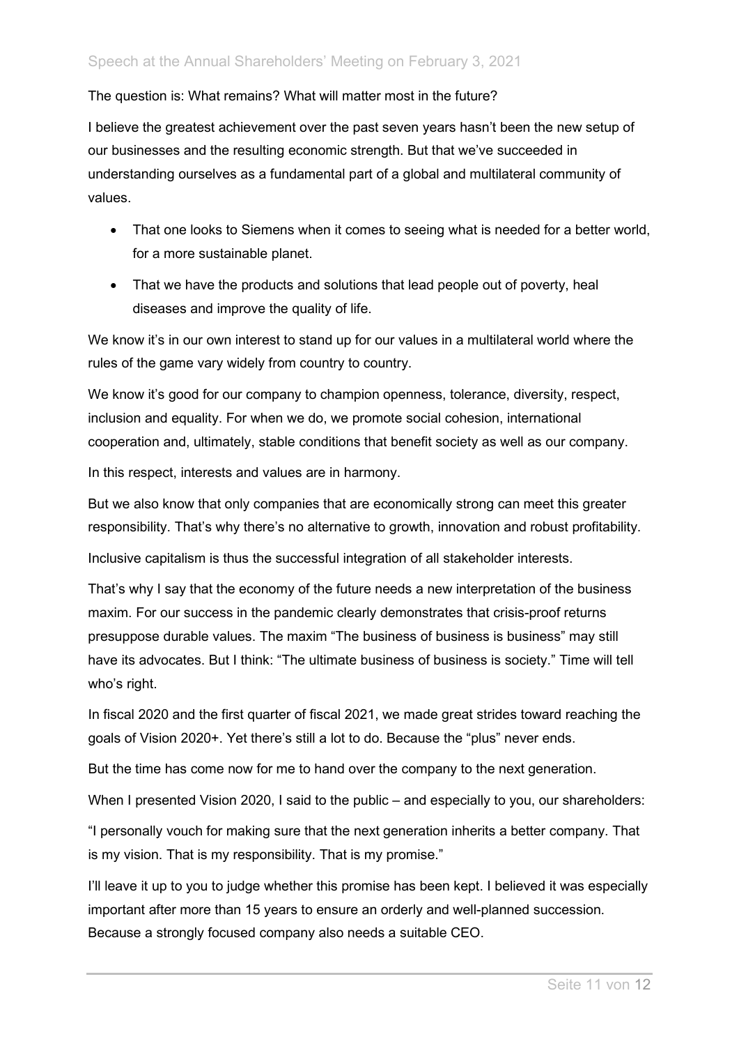The question is: What remains? What will matter most in the future?

I believe the greatest achievement over the past seven years hasn't been the new setup of our businesses and the resulting economic strength. But that we've succeeded in understanding ourselves as a fundamental part of a global and multilateral community of values.

- That one looks to Siemens when it comes to seeing what is needed for a better world, for a more sustainable planet.
- That we have the products and solutions that lead people out of poverty, heal diseases and improve the quality of life.

We know it's in our own interest to stand up for our values in a multilateral world where the rules of the game vary widely from country to country.

We know it's good for our company to champion openness, tolerance, diversity, respect, inclusion and equality. For when we do, we promote social cohesion, international cooperation and, ultimately, stable conditions that benefit society as well as our company.

In this respect, interests and values are in harmony.

But we also know that only companies that are economically strong can meet this greater responsibility. That's why there's no alternative to growth, innovation and robust profitability.

Inclusive capitalism is thus the successful integration of all stakeholder interests.

That's why I say that the economy of the future needs a new interpretation of the business maxim. For our success in the pandemic clearly demonstrates that crisis-proof returns presuppose durable values. The maxim "The business of business is business" may still have its advocates. But I think: "The ultimate business of business is society." Time will tell who's right.

In fiscal 2020 and the first quarter of fiscal 2021, we made great strides toward reaching the goals of Vision 2020+. Yet there's still a lot to do. Because the "plus" never ends.

But the time has come now for me to hand over the company to the next generation.

When I presented Vision 2020, I said to the public – and especially to you, our shareholders:

"I personally vouch for making sure that the next generation inherits a better company. That is my vision. That is my responsibility. That is my promise."

I'll leave it up to you to judge whether this promise has been kept. I believed it was especially important after more than 15 years to ensure an orderly and well-planned succession. Because a strongly focused company also needs a suitable CEO.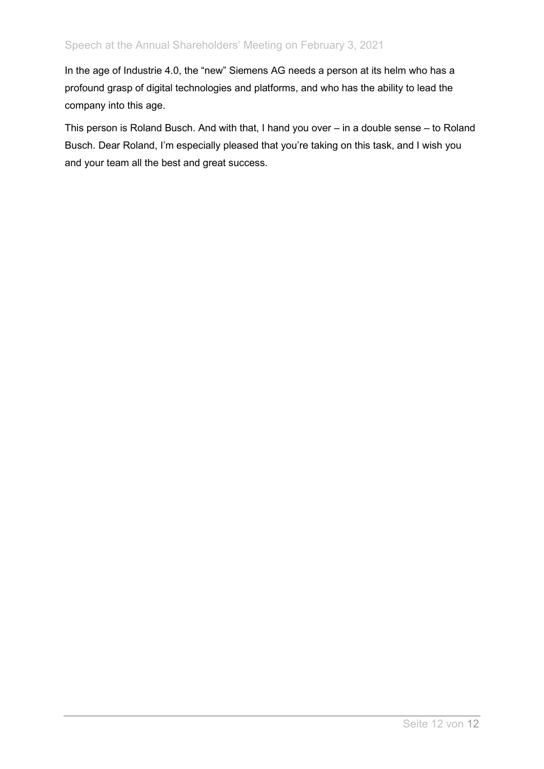In the age of Industrie 4.0, the “new” Siemens AG needs a person at its helm who has a profound grasp of digital technologies and platforms, and who has the ability to lead the company into this age.

This person is Roland Busch. And with that, I hand you over – in a double sense – to Roland Busch. Dear Roland, I’m especially pleased that you’re taking on this task, and I wish you and your team all the best and great success.